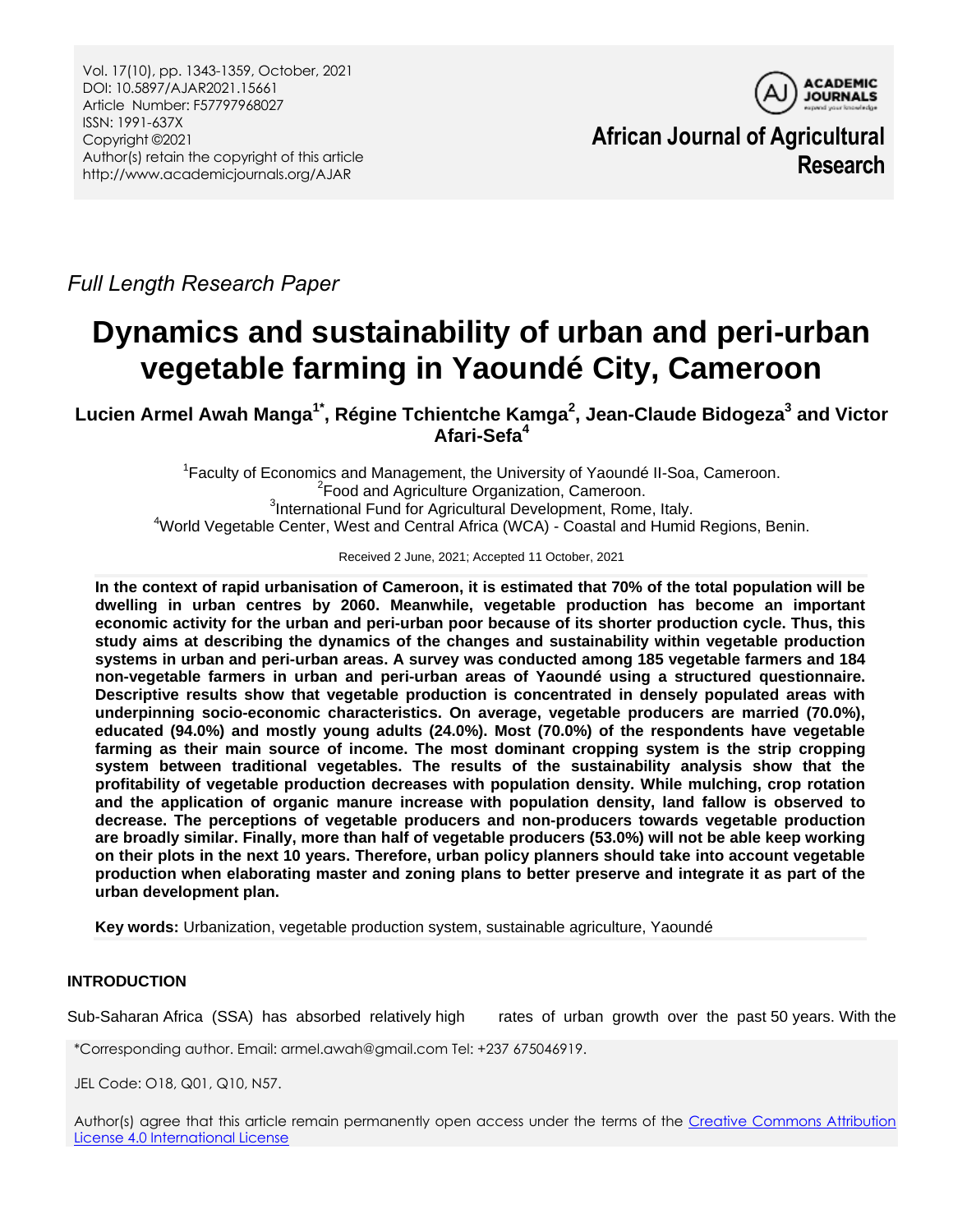Vol. 17(10), pp. 1343-1359, October, 2021
DOI: 10.5897/AJAR2021.15661
Article Number: F57797968027
ISSN: 1991-637X
Copyright ©2021
Author(s) retain the copyright of this article
http://www.academicjournals.org/AJAR

**African Journal of Agricultural Research**

*Full Length Research Paper*

# Dynamics and sustainability of urban and peri-urban vegetable farming in Yaoundé City, Cameroon

**Lucien Armel Awah Manga[1*], Régine Tchientche Kamga[2], Jean-Claude Bidogeza[3] and Victor Afari-Sefa[4]**

[1]Faculty of Economics and Management, the University of Yaoundé II-Soa, Cameroon.
[2]Food and Agriculture Organization, Cameroon.
[3]International Fund for Agricultural Development, Rome, Italy.
[4]World Vegetable Center, West and Central Africa (WCA) - Coastal and Humid Regions, Benin.

Received 2 June, 2021; Accepted 11 October, 2021

**In the context of rapid urbanisation of Cameroon, it is estimated that 70% of the total population will be dwelling in urban centres by 2060. Meanwhile, vegetable production has become an important economic activity for the urban and peri-urban poor because of its shorter production cycle. Thus, this study aims at describing the dynamics of the changes and sustainability within vegetable production systems in urban and peri-urban areas. A survey was conducted among 185 vegetable farmers and 184 non-vegetable farmers in urban and peri-urban areas of Yaoundé using a structured questionnaire. Descriptive results show that vegetable production is concentrated in densely populated areas with underpinning socio-economic characteristics. On average, vegetable producers are married (70.0%), educated (94.0%) and mostly young adults (24.0%). Most (70.0%) of the respondents have vegetable farming as their main source of income. The most dominant cropping system is the strip cropping system between traditional vegetables. The results of the sustainability analysis show that the profitability of vegetable production decreases with population density. While mulching, crop rotation and the application of organic manure increase with population density, land fallow is observed to decrease. The perceptions of vegetable producers and non-producers towards vegetable production are broadly similar. Finally, more than half of vegetable producers (53.0%) will not be able keep working on their plots in the next 10 years. Therefore, urban policy planners should take into account vegetable production when elaborating master and zoning plans to better preserve and integrate it as part of the urban development plan.**

**Key words:** Urbanization, vegetable production system, sustainable agriculture, Yaoundé

## INTRODUCTION

Sub-Saharan Africa (SSA) has absorbed relatively high rates of urban growth over the past 50 years. With the

*Corresponding author. Email: armel.awah@gmail.com Tel: +237 675046919.

JEL Code: O18, Q01, Q10, N57.

Author(s) agree that this article remain permanently open access under the terms of the Creative Commons Attribution License 4.0 International License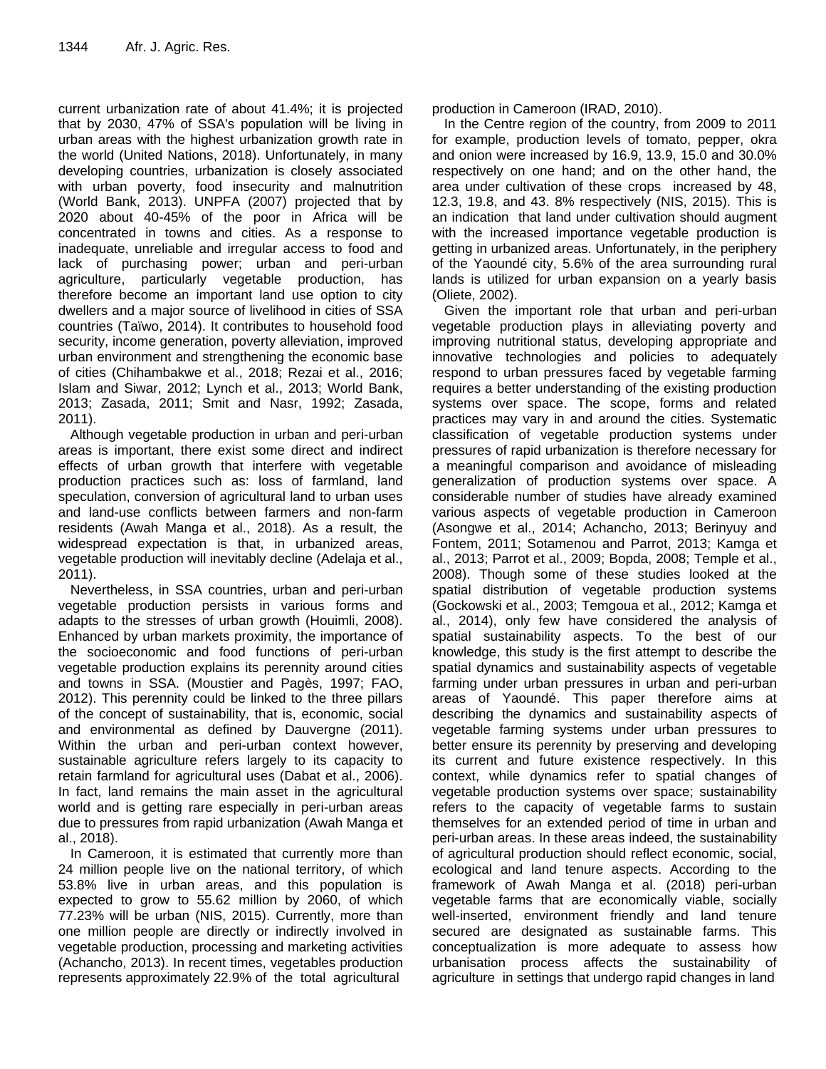current urbanization rate of about 41.4%; it is projected that by 2030, 47% of SSA's population will be living in urban areas with the highest urbanization growth rate in the world (United Nations, 2018). Unfortunately, in many developing countries, urbanization is closely associated with urban poverty, food insecurity and malnutrition (World Bank, 2013). UNPFA (2007) projected that by 2020 about 40-45% of the poor in Africa will be concentrated in towns and cities. As a response to inadequate, unreliable and irregular access to food and lack of purchasing power; urban and peri-urban agriculture, particularly vegetable production, has therefore become an important land use option to city dwellers and a major source of livelihood in cities of SSA countries (Taïwo, 2014). It contributes to household food security, income generation, poverty alleviation, improved urban environment and strengthening the economic base of cities (Chihambakwe et al., 2018; Rezai et al., 2016; Islam and Siwar, 2012; Lynch et al., 2013; World Bank, 2013; Zasada, 2011; Smit and Nasr, 1992; Zasada, 2011).

Although vegetable production in urban and peri-urban areas is important, there exist some direct and indirect effects of urban growth that interfere with vegetable production practices such as: loss of farmland, land speculation, conversion of agricultural land to urban uses and land-use conflicts between farmers and non-farm residents (Awah Manga et al., 2018). As a result, the widespread expectation is that, in urbanized areas, vegetable production will inevitably decline (Adelaja et al., 2011).

Nevertheless, in SSA countries, urban and peri-urban vegetable production persists in various forms and adapts to the stresses of urban growth (Houimli, 2008). Enhanced by urban markets proximity, the importance of the socioeconomic and food functions of peri-urban vegetable production explains its perennity around cities and towns in SSA. (Moustier and Pagès, 1997; FAO, 2012). This perennity could be linked to the three pillars of the concept of sustainability, that is, economic, social and environmental as defined by Dauvergne (2011). Within the urban and peri-urban context however, sustainable agriculture refers largely to its capacity to retain farmland for agricultural uses (Dabat et al., 2006). In fact, land remains the main asset in the agricultural world and is getting rare especially in peri-urban areas due to pressures from rapid urbanization (Awah Manga et al., 2018).

In Cameroon, it is estimated that currently more than 24 million people live on the national territory, of which 53.8% live in urban areas, and this population is expected to grow to 55.62 million by 2060, of which 77.23% will be urban (NIS, 2015). Currently, more than one million people are directly or indirectly involved in vegetable production, processing and marketing activities (Achancho, 2013). In recent times, vegetables production represents approximately 22.9% of the total agricultural production in Cameroon (IRAD, 2010).

In the Centre region of the country, from 2009 to 2011 for example, production levels of tomato, pepper, okra and onion were increased by 16.9, 13.9, 15.0 and 30.0% respectively on one hand; and on the other hand, the area under cultivation of these crops increased by 48, 12.3, 19.8, and 43. 8% respectively (NIS, 2015). This is an indication that land under cultivation should augment with the increased importance vegetable production is getting in urbanized areas. Unfortunately, in the periphery of the Yaoundé city, 5.6% of the area surrounding rural lands is utilized for urban expansion on a yearly basis (Oliete, 2002).

Given the important role that urban and peri-urban vegetable production plays in alleviating poverty and improving nutritional status, developing appropriate and innovative technologies and policies to adequately respond to urban pressures faced by vegetable farming requires a better understanding of the existing production systems over space. The scope, forms and related practices may vary in and around the cities. Systematic classification of vegetable production systems under pressures of rapid urbanization is therefore necessary for a meaningful comparison and avoidance of misleading generalization of production systems over space. A considerable number of studies have already examined various aspects of vegetable production in Cameroon (Asongwe et al., 2014; Achancho, 2013; Berinyuy and Fontem, 2011; Sotamenou and Parrot, 2013; Kamga et al., 2013; Parrot et al., 2009; Bopda, 2008; Temple et al., 2008). Though some of these studies looked at the spatial distribution of vegetable production systems (Gockowski et al., 2003; Temgoua et al., 2012; Kamga et al., 2014), only few have considered the analysis of spatial sustainability aspects. To the best of our knowledge, this study is the first attempt to describe the spatial dynamics and sustainability aspects of vegetable farming under urban pressures in urban and peri-urban areas of Yaoundé. This paper therefore aims at describing the dynamics and sustainability aspects of vegetable farming systems under urban pressures to better ensure its perennity by preserving and developing its current and future existence respectively. In this context, while dynamics refer to spatial changes of vegetable production systems over space; sustainability refers to the capacity of vegetable farms to sustain themselves for an extended period of time in urban and peri-urban areas. In these areas indeed, the sustainability of agricultural production should reflect economic, social, ecological and land tenure aspects. According to the framework of Awah Manga et al. (2018) peri-urban vegetable farms that are economically viable, socially well-inserted, environment friendly and land tenure secured are designated as sustainable farms. This conceptualization is more adequate to assess how urbanisation process affects the sustainability of agriculture in settings that undergo rapid changes in land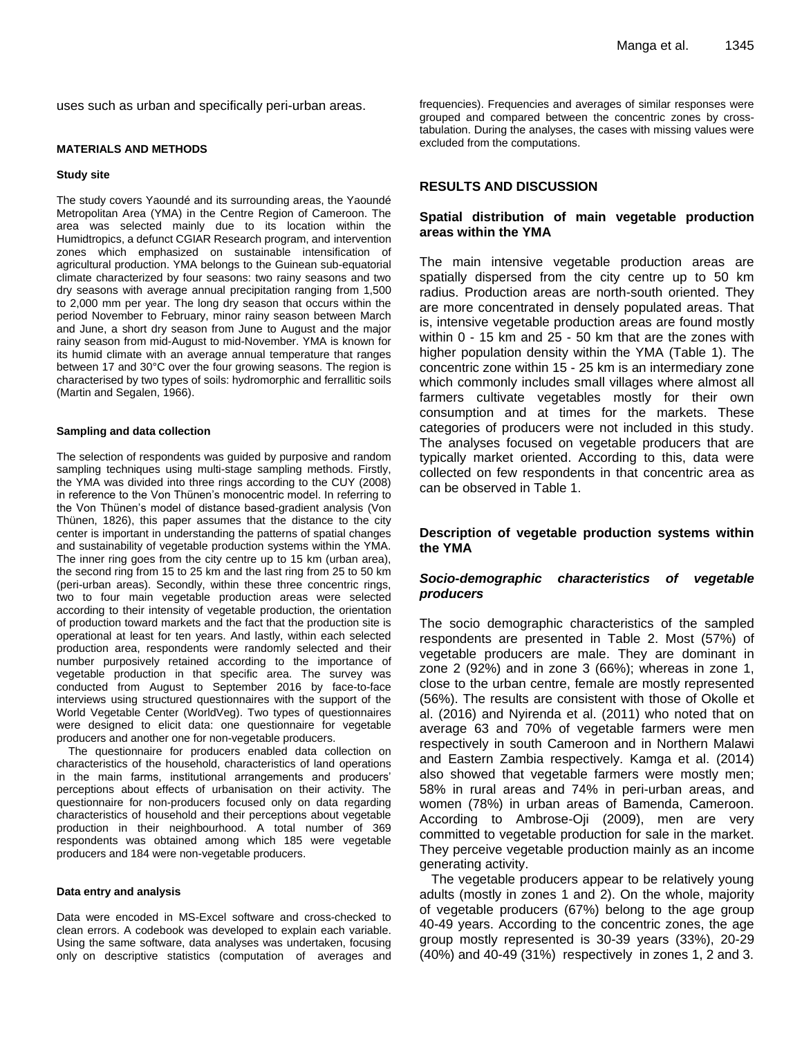uses such as urban and specifically peri-urban areas.

## MATERIALS AND METHODS

### Study site

The study covers Yaoundé and its surrounding areas, the Yaoundé Metropolitan Area (YMA) in the Centre Region of Cameroon. The area was selected mainly due to its location within the Humidtropics, a defunct CGIAR Research program, and intervention zones which emphasized on sustainable intensification of agricultural production. YMA belongs to the Guinean sub-equatorial climate characterized by four seasons: two rainy seasons and two dry seasons with average annual precipitation ranging from 1,500 to 2,000 mm per year. The long dry season that occurs within the period November to February, minor rainy season between March and June, a short dry season from June to August and the major rainy season from mid-August to mid-November. YMA is known for its humid climate with an average annual temperature that ranges between 17 and 30°C over the four growing seasons. The region is characterised by two types of soils: hydromorphic and ferrallitic soils (Martin and Segalen, 1966).

### Sampling and data collection

The selection of respondents was guided by purposive and random sampling techniques using multi-stage sampling methods. Firstly, the YMA was divided into three rings according to the CUY (2008) in reference to the Von Thünen's monocentric model. In referring to the Von Thünen's model of distance based-gradient analysis (Von Thünen, 1826), this paper assumes that the distance to the city center is important in understanding the patterns of spatial changes and sustainability of vegetable production systems within the YMA. The inner ring goes from the city centre up to 15 km (urban area), the second ring from 15 to 25 km and the last ring from 25 to 50 km (peri-urban areas). Secondly, within these three concentric rings, two to four main vegetable production areas were selected according to their intensity of vegetable production, the orientation of production toward markets and the fact that the production site is operational at least for ten years. And lastly, within each selected production area, respondents were randomly selected and their number purposively retained according to the importance of vegetable production in that specific area. The survey was conducted from August to September 2016 by face-to-face interviews using structured questionnaires with the support of the World Vegetable Center (WorldVeg). Two types of questionnaires were designed to elicit data: one questionnaire for vegetable producers and another one for non-vegetable producers.

The questionnaire for producers enabled data collection on characteristics of the household, characteristics of land operations in the main farms, institutional arrangements and producers' perceptions about effects of urbanisation on their activity. The questionnaire for non-producers focused only on data regarding characteristics of household and their perceptions about vegetable production in their neighbourhood. A total number of 369 respondents was obtained among which 185 were vegetable producers and 184 were non-vegetable producers.

### Data entry and analysis

Data were encoded in MS-Excel software and cross-checked to clean errors. A codebook was developed to explain each variable. Using the same software, data analyses was undertaken, focusing only on descriptive statistics (computation of averages and frequencies). Frequencies and averages of similar responses were grouped and compared between the concentric zones by cross-tabulation. During the analyses, the cases with missing values were excluded from the computations.

## RESULTS AND DISCUSSION

### Spatial distribution of main vegetable production areas within the YMA

The main intensive vegetable production areas are spatially dispersed from the city centre up to 50 km radius. Production areas are north-south oriented. They are more concentrated in densely populated areas. That is, intensive vegetable production areas are found mostly within 0 - 15 km and 25 - 50 km that are the zones with higher population density within the YMA (Table 1). The concentric zone within 15 - 25 km is an intermediary zone which commonly includes small villages where almost all farmers cultivate vegetables mostly for their own consumption and at times for the markets. These categories of producers were not included in this study. The analyses focused on vegetable producers that are typically market oriented. According to this, data were collected on few respondents in that concentric area as can be observed in Table 1.

### Description of vegetable production systems within the YMA

#### *Socio-demographic characteristics of vegetable producers*

The socio demographic characteristics of the sampled respondents are presented in Table 2. Most (57%) of vegetable producers are male. They are dominant in zone 2 (92%) and in zone 3 (66%); whereas in zone 1, close to the urban centre, female are mostly represented (56%). The results are consistent with those of Okolle et al. (2016) and Nyirenda et al. (2011) who noted that on average 63 and 70% of vegetable farmers were men respectively in south Cameroon and in Northern Malawi and Eastern Zambia respectively. Kamga et al. (2014) also showed that vegetable farmers were mostly men; 58% in rural areas and 74% in peri-urban areas, and women (78%) in urban areas of Bamenda, Cameroon. According to Ambrose-Oji (2009), men are very committed to vegetable production for sale in the market. They perceive vegetable production mainly as an income generating activity.

The vegetable producers appear to be relatively young adults (mostly in zones 1 and 2). On the whole, majority of vegetable producers (67%) belong to the age group 40-49 years. According to the concentric zones, the age group mostly represented is 30-39 years (33%), 20-29 (40%) and 40-49 (31%) respectively in zones 1, 2 and 3.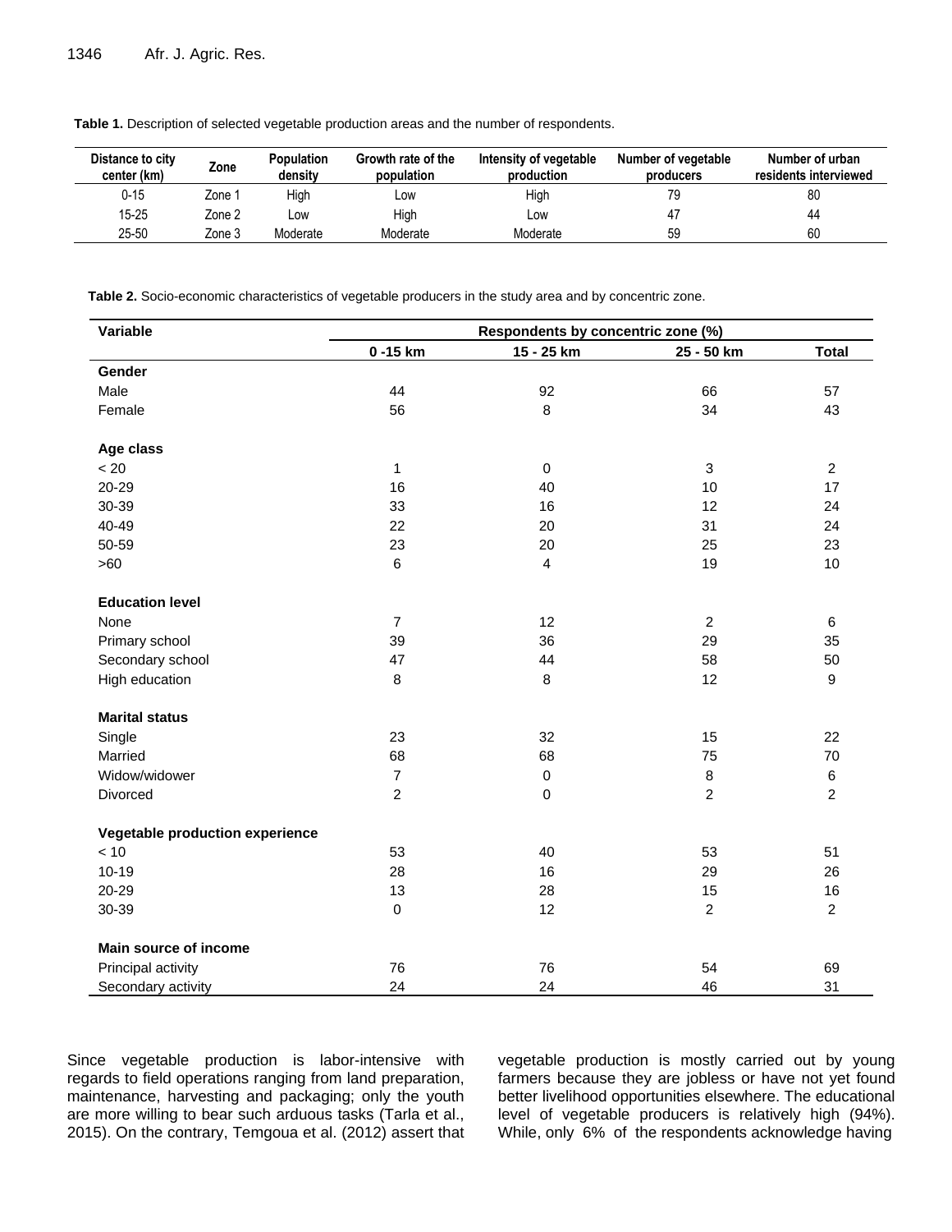**Table 1.** Description of selected vegetable production areas and the number of respondents.

| Distance to city center (km) | Zone | Population density | Growth rate of the population | Intensity of vegetable production | Number of vegetable producers | Number of urban residents interviewed |
|---|---|---|---|---|---|---|
| 0-15 | Zone 1 | High | Low | High | 79 | 80 |
| 15-25 | Zone 2 | Low | High | Low | 47 | 44 |
| 25-50 | Zone 3 | Moderate | Moderate | Moderate | 59 | 60 |

**Table 2.** Socio-economic characteristics of vegetable producers in the study area and by concentric zone.

| Variable | Respondents by concentric zone (%) | | | |
|---|---|---|---|---|
| | 0 -15 km | 15 - 25 km | 25 - 50 km | Total |
| **Gender** | | | | |
| Male | 44 | 92 | 66 | 57 |
| Female | 56 | 8 | 34 | 43 |
| | | | | |
| **Age class** | | | | |
| < 20 | 1 | 0 | 3 | 2 |
| 20-29 | 16 | 40 | 10 | 17 |
| 30-39 | 33 | 16 | 12 | 24 |
| 40-49 | 22 | 20 | 31 | 24 |
| 50-59 | 23 | 20 | 25 | 23 |
| >60 | 6 | 4 | 19 | 10 |
| | | | | |
| **Education level** | | | | |
| None | 7 | 12 | 2 | 6 |
| Primary school | 39 | 36 | 29 | 35 |
| Secondary school | 47 | 44 | 58 | 50 |
| High education | 8 | 8 | 12 | 9 |
| | | | | |
| **Marital status** | | | | |
| Single | 23 | 32 | 15 | 22 |
| Married | 68 | 68 | 75 | 70 |
| Widow/widower | 7 | 0 | 8 | 6 |
| Divorced | 2 | 0 | 2 | 2 |
| | | | | |
| **Vegetable production experience** | | | | |
| < 10 | 53 | 40 | 53 | 51 |
| 10-19 | 28 | 16 | 29 | 26 |
| 20-29 | 13 | 28 | 15 | 16 |
| 30-39 | 0 | 12 | 2 | 2 |
| | | | | |
| **Main source of income** | | | | |
| Principal activity | 76 | 76 | 54 | 69 |
| Secondary activity | 24 | 24 | 46 | 31 |

Since vegetable production is labor-intensive with regards to field operations ranging from land preparation, maintenance, harvesting and packaging; only the youth are more willing to bear such arduous tasks (Tarla et al., 2015). On the contrary, Temgoua et al. (2012) assert that vegetable production is mostly carried out by young farmers because they are jobless or have not yet found better livelihood opportunities elsewhere. The educational level of vegetable producers is relatively high (94%). While, only 6% of the respondents acknowledge having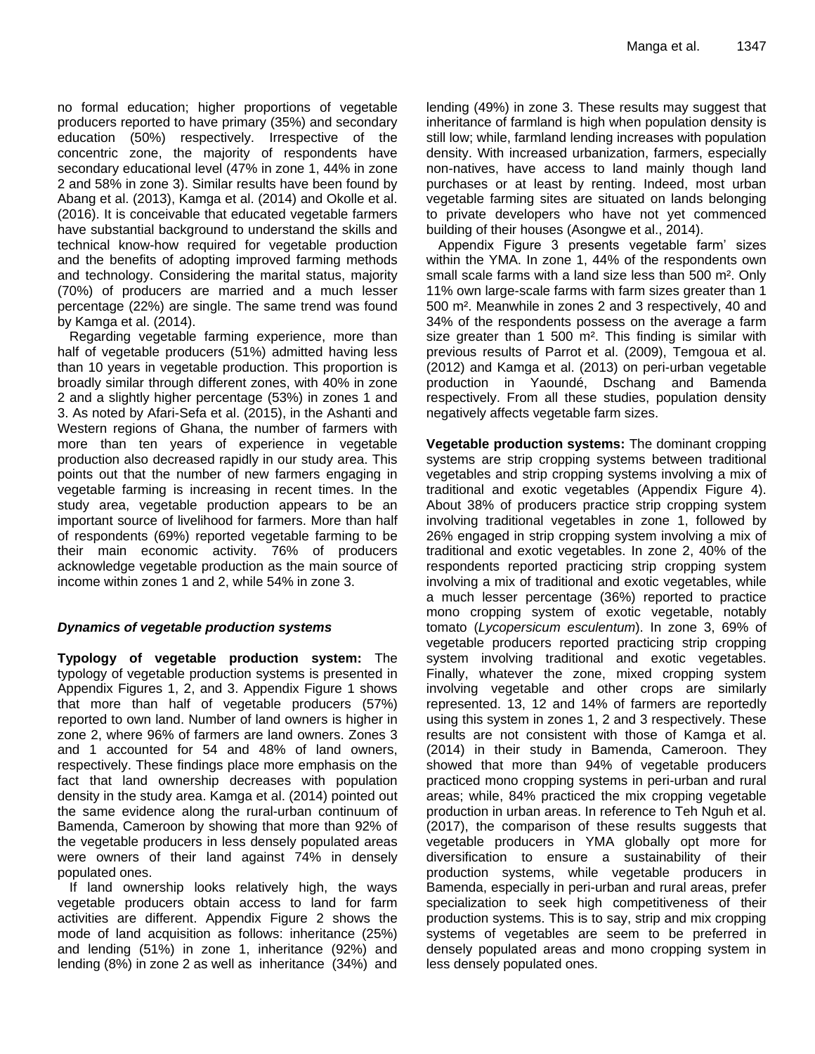no formal education; higher proportions of vegetable producers reported to have primary (35%) and secondary education (50%) respectively. Irrespective of the concentric zone, the majority of respondents have secondary educational level (47% in zone 1, 44% in zone 2 and 58% in zone 3). Similar results have been found by Abang et al. (2013), Kamga et al. (2014) and Okolle et al. (2016). It is conceivable that educated vegetable farmers have substantial background to understand the skills and technical know-how required for vegetable production and the benefits of adopting improved farming methods and technology. Considering the marital status, majority (70%) of producers are married and a much lesser percentage (22%) are single. The same trend was found by Kamga et al. (2014).

Regarding vegetable farming experience, more than half of vegetable producers (51%) admitted having less than 10 years in vegetable production. This proportion is broadly similar through different zones, with 40% in zone 2 and a slightly higher percentage (53%) in zones 1 and 3. As noted by Afari-Sefa et al. (2015), in the Ashanti and Western regions of Ghana, the number of farmers with more than ten years of experience in vegetable production also decreased rapidly in our study area. This points out that the number of new farmers engaging in vegetable farming is increasing in recent times. In the study area, vegetable production appears to be an important source of livelihood for farmers. More than half of respondents (69%) reported vegetable farming to be their main economic activity. 76% of producers acknowledge vegetable production as the main source of income within zones 1 and 2, while 54% in zone 3.

### *Dynamics of vegetable production systems*

**Typology of vegetable production system:** The typology of vegetable production systems is presented in Appendix Figures 1, 2, and 3. Appendix Figure 1 shows that more than half of vegetable producers (57%) reported to own land. Number of land owners is higher in zone 2, where 96% of farmers are land owners. Zones 3 and 1 accounted for 54 and 48% of land owners, respectively. These findings place more emphasis on the fact that land ownership decreases with population density in the study area. Kamga et al. (2014) pointed out the same evidence along the rural-urban continuum of Bamenda, Cameroon by showing that more than 92% of the vegetable producers in less densely populated areas were owners of their land against 74% in densely populated ones.

If land ownership looks relatively high, the ways vegetable producers obtain access to land for farm activities are different. Appendix Figure 2 shows the mode of land acquisition as follows: inheritance (25%) and lending (51%) in zone 1, inheritance (92%) and lending (8%) in zone 2 as well as inheritance (34%) and lending (49%) in zone 3. These results may suggest that inheritance of farmland is high when population density is still low; while, farmland lending increases with population density. With increased urbanization, farmers, especially non-natives, have access to land mainly though land purchases or at least by renting. Indeed, most urban vegetable farming sites are situated on lands belonging to private developers who have not yet commenced building of their houses (Asongwe et al., 2014).

Appendix Figure 3 presents vegetable farm' sizes within the YMA. In zone 1, 44% of the respondents own small scale farms with a land size less than 500 m². Only 11% own large-scale farms with farm sizes greater than 1 500 m². Meanwhile in zones 2 and 3 respectively, 40 and 34% of the respondents possess on the average a farm size greater than 1 500 m². This finding is similar with previous results of Parrot et al. (2009), Temgoua et al. (2012) and Kamga et al. (2013) on peri-urban vegetable production in Yaoundé, Dschang and Bamenda respectively. From all these studies, population density negatively affects vegetable farm sizes.

**Vegetable production systems:** The dominant cropping systems are strip cropping systems between traditional vegetables and strip cropping systems involving a mix of traditional and exotic vegetables (Appendix Figure 4). About 38% of producers practice strip cropping system involving traditional vegetables in zone 1, followed by 26% engaged in strip cropping system involving a mix of traditional and exotic vegetables. In zone 2, 40% of the respondents reported practicing strip cropping system involving a mix of traditional and exotic vegetables, while a much lesser percentage (36%) reported to practice mono cropping system of exotic vegetable, notably tomato (*Lycopersicum esculentum*). In zone 3, 69% of vegetable producers reported practicing strip cropping system involving traditional and exotic vegetables. Finally, whatever the zone, mixed cropping system involving vegetable and other crops are similarly represented. 13, 12 and 14% of farmers are reportedly using this system in zones 1, 2 and 3 respectively. These results are not consistent with those of Kamga et al. (2014) in their study in Bamenda, Cameroon. They showed that more than 94% of vegetable producers practiced mono cropping systems in peri-urban and rural areas; while, 84% practiced the mix cropping vegetable production in urban areas. In reference to Teh Nguh et al. (2017), the comparison of these results suggests that vegetable producers in YMA globally opt more for diversification to ensure a sustainability of their production systems, while vegetable producers in Bamenda, especially in peri-urban and rural areas, prefer specialization to seek high competitiveness of their production systems. This is to say, strip and mix cropping systems of vegetables are seem to be preferred in densely populated areas and mono cropping system in less densely populated ones.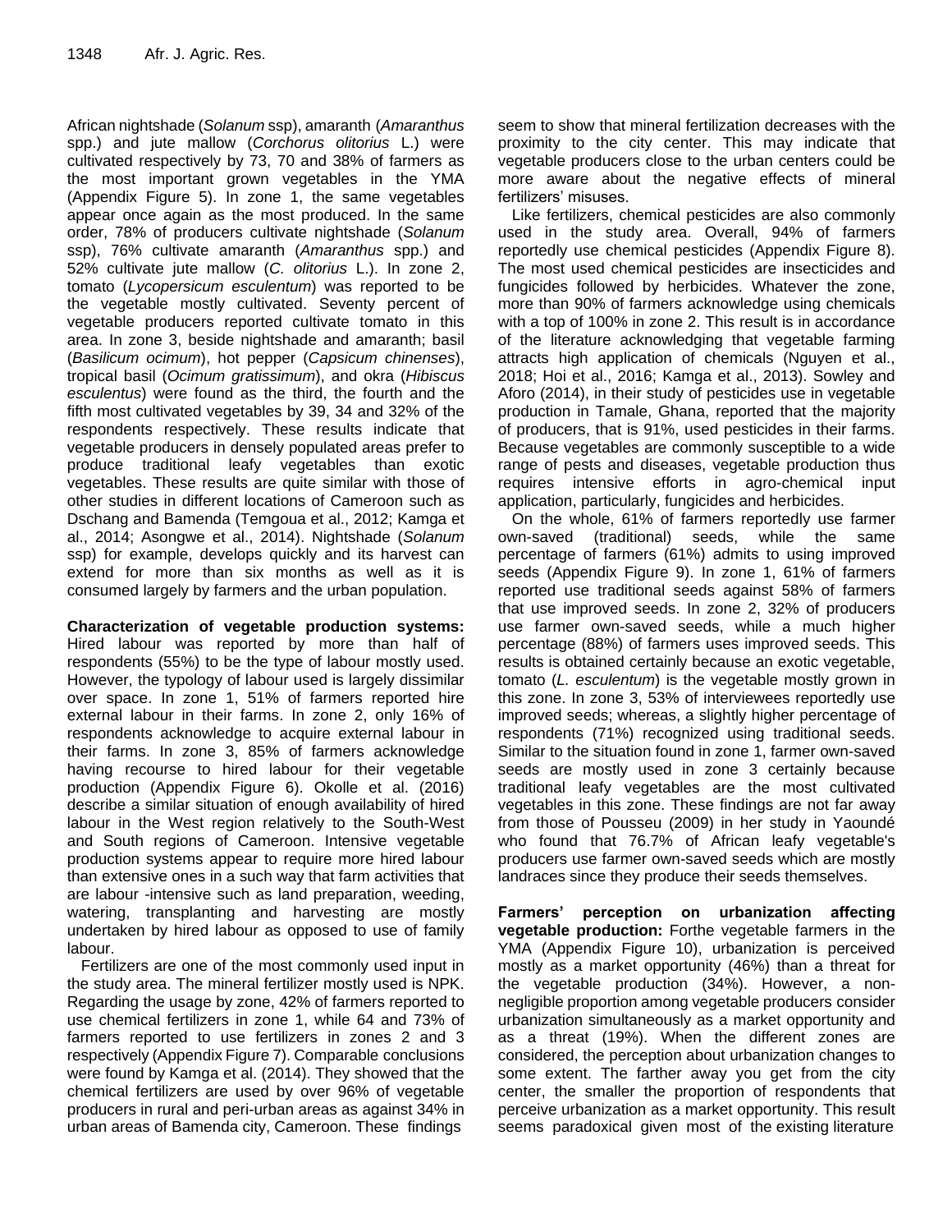African nightshade (*Solanum* ssp), amaranth (*Amaranthus* spp.) and jute mallow (*Corchorus olitorius* L.) were cultivated respectively by 73, 70 and 38% of farmers as the most important grown vegetables in the YMA (Appendix Figure 5). In zone 1, the same vegetables appear once again as the most produced. In the same order, 78% of producers cultivate nightshade (*Solanum* ssp), 76% cultivate amaranth (*Amaranthus* spp.) and 52% cultivate jute mallow (*C. olitorius* L.). In zone 2, tomato (*Lycopersicum esculentum*) was reported to be the vegetable mostly cultivated. Seventy percent of vegetable producers reported cultivate tomato in this area. In zone 3, beside nightshade and amaranth; basil (*Basilicum ocimum*), hot pepper (*Capsicum chinenses*), tropical basil (*Ocimum gratissimum*), and okra (*Hibiscus esculentus*) were found as the third, the fourth and the fifth most cultivated vegetables by 39, 34 and 32% of the respondents respectively. These results indicate that vegetable producers in densely populated areas prefer to produce traditional leafy vegetables than exotic vegetables. These results are quite similar with those of other studies in different locations of Cameroon such as Dschang and Bamenda (Temgoua et al., 2012; Kamga et al., 2014; Asongwe et al., 2014). Nightshade (*Solanum* ssp) for example, develops quickly and its harvest can extend for more than six months as well as it is consumed largely by farmers and the urban population.

**Characterization of vegetable production systems:** Hired labour was reported by more than half of respondents (55%) to be the type of labour mostly used. However, the typology of labour used is largely dissimilar over space. In zone 1, 51% of farmers reported hire external labour in their farms. In zone 2, only 16% of respondents acknowledge to acquire external labour in their farms. In zone 3, 85% of farmers acknowledge having recourse to hired labour for their vegetable production (Appendix Figure 6). Okolle et al. (2016) describe a similar situation of enough availability of hired labour in the West region relatively to the South-West and South regions of Cameroon. Intensive vegetable production systems appear to require more hired labour than extensive ones in a such way that farm activities that are labour -intensive such as land preparation, weeding, watering, transplanting and harvesting are mostly undertaken by hired labour as opposed to use of family labour.

Fertilizers are one of the most commonly used input in the study area. The mineral fertilizer mostly used is NPK. Regarding the usage by zone, 42% of farmers reported to use chemical fertilizers in zone 1, while 64 and 73% of farmers reported to use fertilizers in zones 2 and 3 respectively (Appendix Figure 7). Comparable conclusions were found by Kamga et al. (2014). They showed that the chemical fertilizers are used by over 96% of vegetable producers in rural and peri-urban areas as against 34% in urban areas of Bamenda city, Cameroon. These findings seem to show that mineral fertilization decreases with the proximity to the city center. This may indicate that vegetable producers close to the urban centers could be more aware about the negative effects of mineral fertilizers' misuses.

Like fertilizers, chemical pesticides are also commonly used in the study area. Overall, 94% of farmers reportedly use chemical pesticides (Appendix Figure 8). The most used chemical pesticides are insecticides and fungicides followed by herbicides. Whatever the zone, more than 90% of farmers acknowledge using chemicals with a top of 100% in zone 2. This result is in accordance of the literature acknowledging that vegetable farming attracts high application of chemicals (Nguyen et al., 2018; Hoi et al., 2016; Kamga et al., 2013). Sowley and Aforo (2014), in their study of pesticides use in vegetable production in Tamale, Ghana, reported that the majority of producers, that is 91%, used pesticides in their farms. Because vegetables are commonly susceptible to a wide range of pests and diseases, vegetable production thus requires intensive efforts in agro-chemical input application, particularly, fungicides and herbicides.

On the whole, 61% of farmers reportedly use farmer own-saved (traditional) seeds, while the same percentage of farmers (61%) admits to using improved seeds (Appendix Figure 9). In zone 1, 61% of farmers reported use traditional seeds against 58% of farmers that use improved seeds. In zone 2, 32% of producers use farmer own-saved seeds, while a much higher percentage (88%) of farmers uses improved seeds. This results is obtained certainly because an exotic vegetable, tomato (*L. esculentum*) is the vegetable mostly grown in this zone. In zone 3, 53% of interviewees reportedly use improved seeds; whereas, a slightly higher percentage of respondents (71%) recognized using traditional seeds. Similar to the situation found in zone 1, farmer own-saved seeds are mostly used in zone 3 certainly because traditional leafy vegetables are the most cultivated vegetables in this zone. These findings are not far away from those of Pousseu (2009) in her study in Yaoundé who found that 76.7% of African leafy vegetable's producers use farmer own-saved seeds which are mostly landraces since they produce their seeds themselves.

**Farmers' perception on urbanization affecting vegetable production:** Forthe vegetable farmers in the YMA (Appendix Figure 10), urbanization is perceived mostly as a market opportunity (46%) than a threat for the vegetable production (34%). However, a non-negligible proportion among vegetable producers consider urbanization simultaneously as a market opportunity and as a threat (19%). When the different zones are considered, the perception about urbanization changes to some extent. The farther away you get from the city center, the smaller the proportion of respondents that perceive urbanization as a market opportunity. This result seems paradoxical given most of the existing literature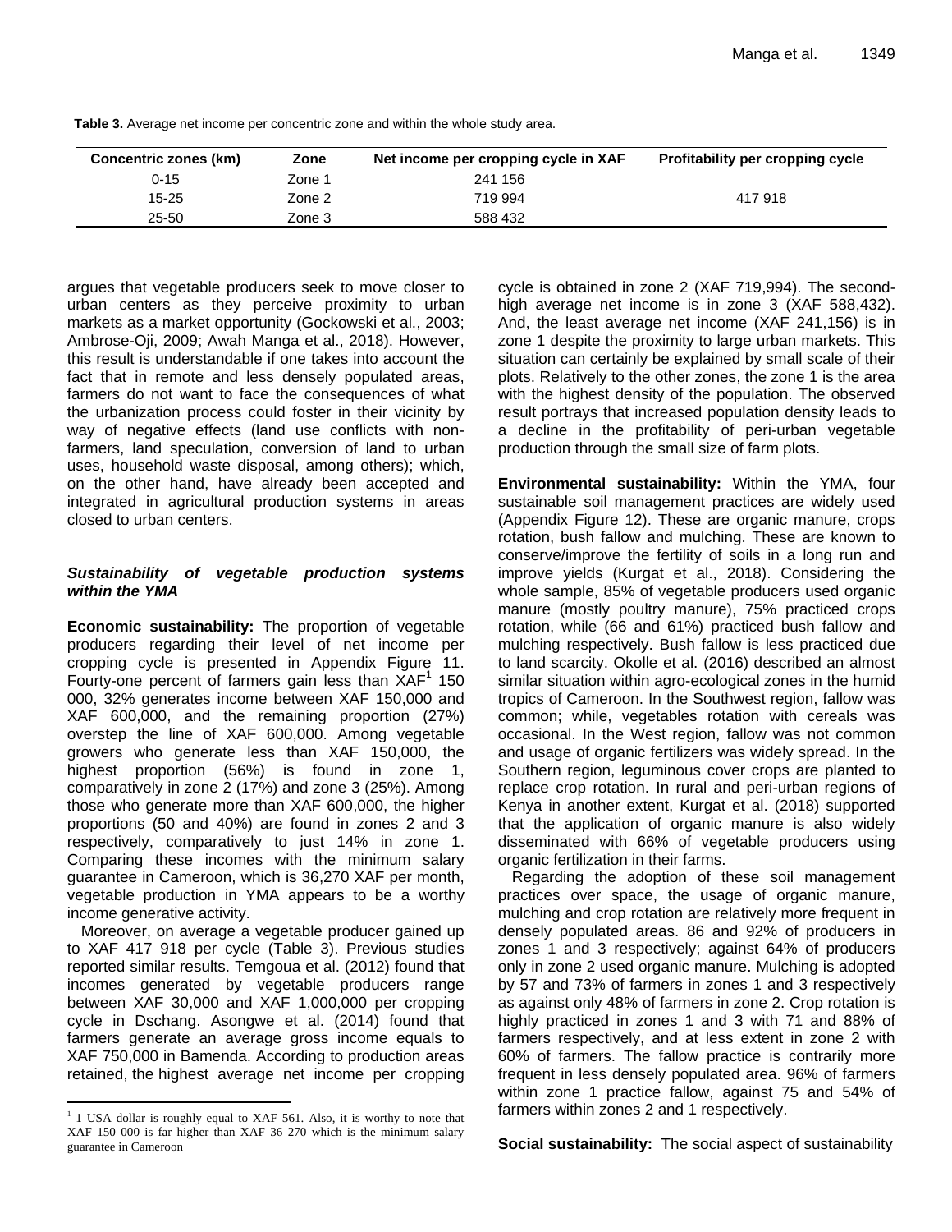**Table 3.** Average net income per concentric zone and within the whole study area.

| Concentric zones (km) | Zone | Net income per cropping cycle in XAF | Profitability per cropping cycle |
|---|---|---|---|
| 0-15 | Zone 1 | 241 156 | |
| 15-25 | Zone 2 | 719 994 | 417 918 |
| 25-50 | Zone 3 | 588 432 | |

argues that vegetable producers seek to move closer to urban centers as they perceive proximity to urban markets as a market opportunity (Gockowski et al., 2003; Ambrose-Oji, 2009; Awah Manga et al., 2018). However, this result is understandable if one takes into account the fact that in remote and less densely populated areas, farmers do not want to face the consequences of what the urbanization process could foster in their vicinity by way of negative effects (land use conflicts with non-farmers, land speculation, conversion of land to urban uses, household waste disposal, among others); which, on the other hand, have already been accepted and integrated in agricultural production systems in areas closed to urban centers.

### *Sustainability of vegetable production systems within the YMA*

**Economic sustainability:** The proportion of vegetable producers regarding their level of net income per cropping cycle is presented in Appendix Figure 11. Fourty-one percent of farmers gain less than XAF[1] 150 000, 32% generates income between XAF 150,000 and XAF 600,000, and the remaining proportion (27%) overstep the line of XAF 600,000. Among vegetable growers who generate less than XAF 150,000, the highest proportion (56%) is found in zone 1, comparatively in zone 2 (17%) and zone 3 (25%). Among those who generate more than XAF 600,000, the higher proportions (50 and 40%) are found in zones 2 and 3 respectively, comparatively to just 14% in zone 1. Comparing these incomes with the minimum salary guarantee in Cameroon, which is 36,270 XAF per month, vegetable production in YMA appears to be a worthy income generative activity.

Moreover, on average a vegetable producer gained up to XAF 417 918 per cycle (Table 3). Previous studies reported similar results. Temgoua et al. (2012) found that incomes generated by vegetable producers range between XAF 30,000 and XAF 1,000,000 per cropping cycle in Dschang. Asongwe et al. (2014) found that farmers generate an average gross income equals to XAF 750,000 in Bamenda. According to production areas retained, the highest average net income per cropping cycle is obtained in zone 2 (XAF 719,994). The second-high average net income is in zone 3 (XAF 588,432). And, the least average net income (XAF 241,156) is in zone 1 despite the proximity to large urban markets. This situation can certainly be explained by small scale of their plots. Relatively to the other zones, the zone 1 is the area with the highest density of the population. The observed result portrays that increased population density leads to a decline in the profitability of peri-urban vegetable production through the small size of farm plots.

**Environmental sustainability:** Within the YMA, four sustainable soil management practices are widely used (Appendix Figure 12). These are organic manure, crops rotation, bush fallow and mulching. These are known to conserve/improve the fertility of soils in a long run and improve yields (Kurgat et al., 2018). Considering the whole sample, 85% of vegetable producers used organic manure (mostly poultry manure), 75% practiced crops rotation, while (66 and 61%) practiced bush fallow and mulching respectively. Bush fallow is less practiced due to land scarcity. Okolle et al. (2016) described an almost similar situation within agro-ecological zones in the humid tropics of Cameroon. In the Southwest region, fallow was common; while, vegetables rotation with cereals was occasional. In the West region, fallow was not common and usage of organic fertilizers was widely spread. In the Southern region, leguminous cover crops are planted to replace crop rotation. In rural and peri-urban regions of Kenya in another extent, Kurgat et al. (2018) supported that the application of organic manure is also widely disseminated with 66% of vegetable producers using organic fertilization in their farms.

Regarding the adoption of these soil management practices over space, the usage of organic manure, mulching and crop rotation are relatively more frequent in densely populated areas. 86 and 92% of producers in zones 1 and 3 respectively; against 64% of producers only in zone 2 used organic manure. Mulching is adopted by 57 and 73% of farmers in zones 1 and 3 respectively as against only 48% of farmers in zone 2. Crop rotation is highly practiced in zones 1 and 3 with 71 and 88% of farmers respectively, and at less extent in zone 2 with 60% of farmers. The fallow practice is contrarily more frequent in less densely populated area. 96% of farmers within zone 1 practice fallow, against 75 and 54% of farmers within zones 2 and 1 respectively.

**Social sustainability:** The social aspect of sustainability

[1] 1 USA dollar is roughly equal to XAF 561. Also, it is worthy to note that XAF 150 000 is far higher than XAF 36 270 which is the minimum salary guarantee in Cameroon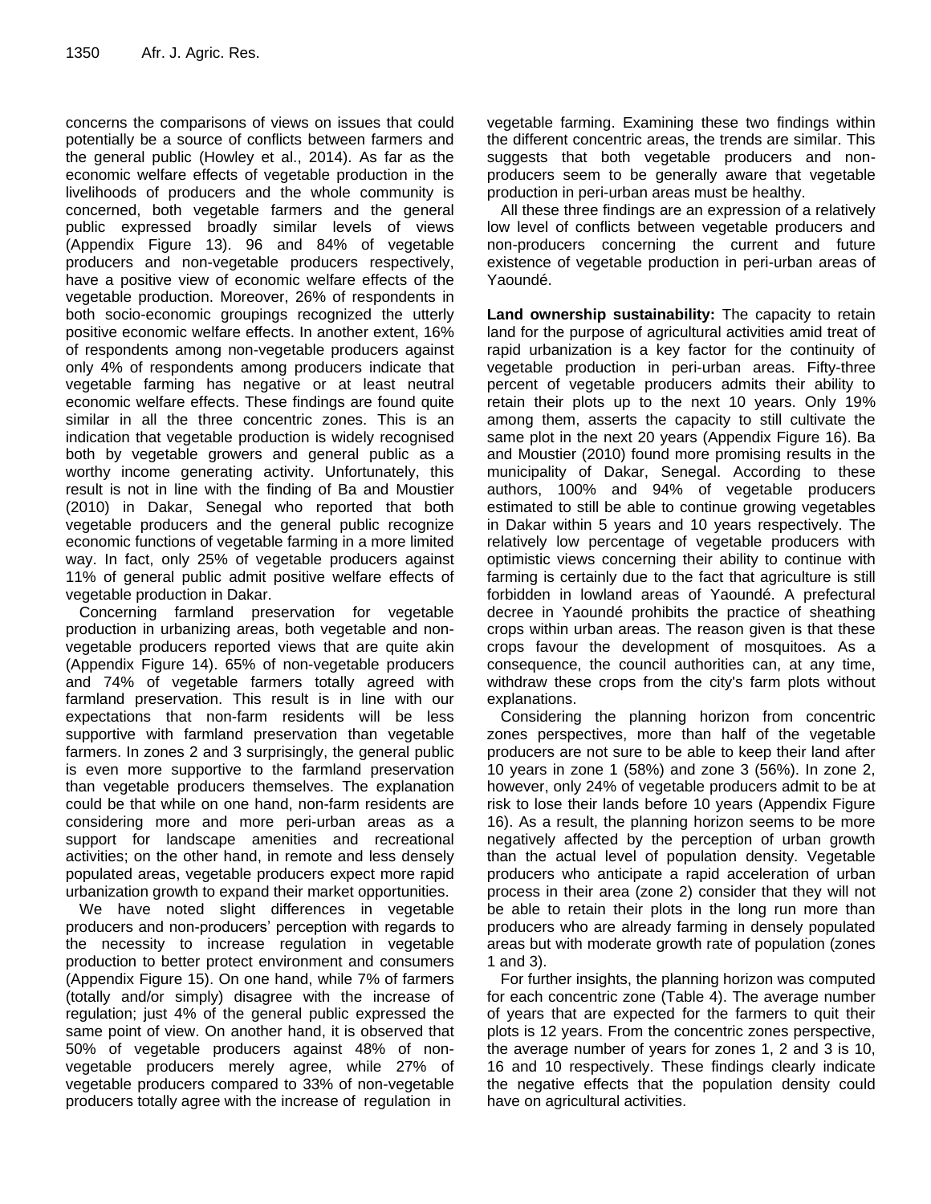concerns the comparisons of views on issues that could potentially be a source of conflicts between farmers and the general public (Howley et al., 2014). As far as the economic welfare effects of vegetable production in the livelihoods of producers and the whole community is concerned, both vegetable farmers and the general public expressed broadly similar levels of views (Appendix Figure 13). 96 and 84% of vegetable producers and non-vegetable producers respectively, have a positive view of economic welfare effects of the vegetable production. Moreover, 26% of respondents in both socio-economic groupings recognized the utterly positive economic welfare effects. In another extent, 16% of respondents among non-vegetable producers against only 4% of respondents among producers indicate that vegetable farming has negative or at least neutral economic welfare effects. These findings are found quite similar in all the three concentric zones. This is an indication that vegetable production is widely recognised both by vegetable growers and general public as a worthy income generating activity. Unfortunately, this result is not in line with the finding of Ba and Moustier (2010) in Dakar, Senegal who reported that both vegetable producers and the general public recognize economic functions of vegetable farming in a more limited way. In fact, only 25% of vegetable producers against 11% of general public admit positive welfare effects of vegetable production in Dakar.

Concerning farmland preservation for vegetable production in urbanizing areas, both vegetable and non-vegetable producers reported views that are quite akin (Appendix Figure 14). 65% of non-vegetable producers and 74% of vegetable farmers totally agreed with farmland preservation. This result is in line with our expectations that non-farm residents will be less supportive with farmland preservation than vegetable farmers. In zones 2 and 3 surprisingly, the general public is even more supportive to the farmland preservation than vegetable producers themselves. The explanation could be that while on one hand, non-farm residents are considering more and more peri-urban areas as a support for landscape amenities and recreational activities; on the other hand, in remote and less densely populated areas, vegetable producers expect more rapid urbanization growth to expand their market opportunities.

We have noted slight differences in vegetable producers and non-producers' perception with regards to the necessity to increase regulation in vegetable production to better protect environment and consumers (Appendix Figure 15). On one hand, while 7% of farmers (totally and/or simply) disagree with the increase of regulation; just 4% of the general public expressed the same point of view. On another hand, it is observed that 50% of vegetable producers against 48% of non-vegetable producers merely agree, while 27% of vegetable producers compared to 33% of non-vegetable producers totally agree with the increase of regulation in vegetable farming. Examining these two findings within the different concentric areas, the trends are similar. This suggests that both vegetable producers and non-producers seem to be generally aware that vegetable production in peri-urban areas must be healthy.

All these three findings are an expression of a relatively low level of conflicts between vegetable producers and non-producers concerning the current and future existence of vegetable production in peri-urban areas of Yaoundé.

**Land ownership sustainability:** The capacity to retain land for the purpose of agricultural activities amid treat of rapid urbanization is a key factor for the continuity of vegetable production in peri-urban areas. Fifty-three percent of vegetable producers admits their ability to retain their plots up to the next 10 years. Only 19% among them, asserts the capacity to still cultivate the same plot in the next 20 years (Appendix Figure 16). Ba and Moustier (2010) found more promising results in the municipality of Dakar, Senegal. According to these authors, 100% and 94% of vegetable producers estimated to still be able to continue growing vegetables in Dakar within 5 years and 10 years respectively. The relatively low percentage of vegetable producers with optimistic views concerning their ability to continue with farming is certainly due to the fact that agriculture is still forbidden in lowland areas of Yaoundé. A prefectural decree in Yaoundé prohibits the practice of sheathing crops within urban areas. The reason given is that these crops favour the development of mosquitoes. As a consequence, the council authorities can, at any time, withdraw these crops from the city's farm plots without explanations.

Considering the planning horizon from concentric zones perspectives, more than half of the vegetable producers are not sure to be able to keep their land after 10 years in zone 1 (58%) and zone 3 (56%). In zone 2, however, only 24% of vegetable producers admit to be at risk to lose their lands before 10 years (Appendix Figure 16). As a result, the planning horizon seems to be more negatively affected by the perception of urban growth than the actual level of population density. Vegetable producers who anticipate a rapid acceleration of urban process in their area (zone 2) consider that they will not be able to retain their plots in the long run more than producers who are already farming in densely populated areas but with moderate growth rate of population (zones 1 and 3).

For further insights, the planning horizon was computed for each concentric zone (Table 4). The average number of years that are expected for the farmers to quit their plots is 12 years. From the concentric zones perspective, the average number of years for zones 1, 2 and 3 is 10, 16 and 10 respectively. These findings clearly indicate the negative effects that the population density could have on agricultural activities.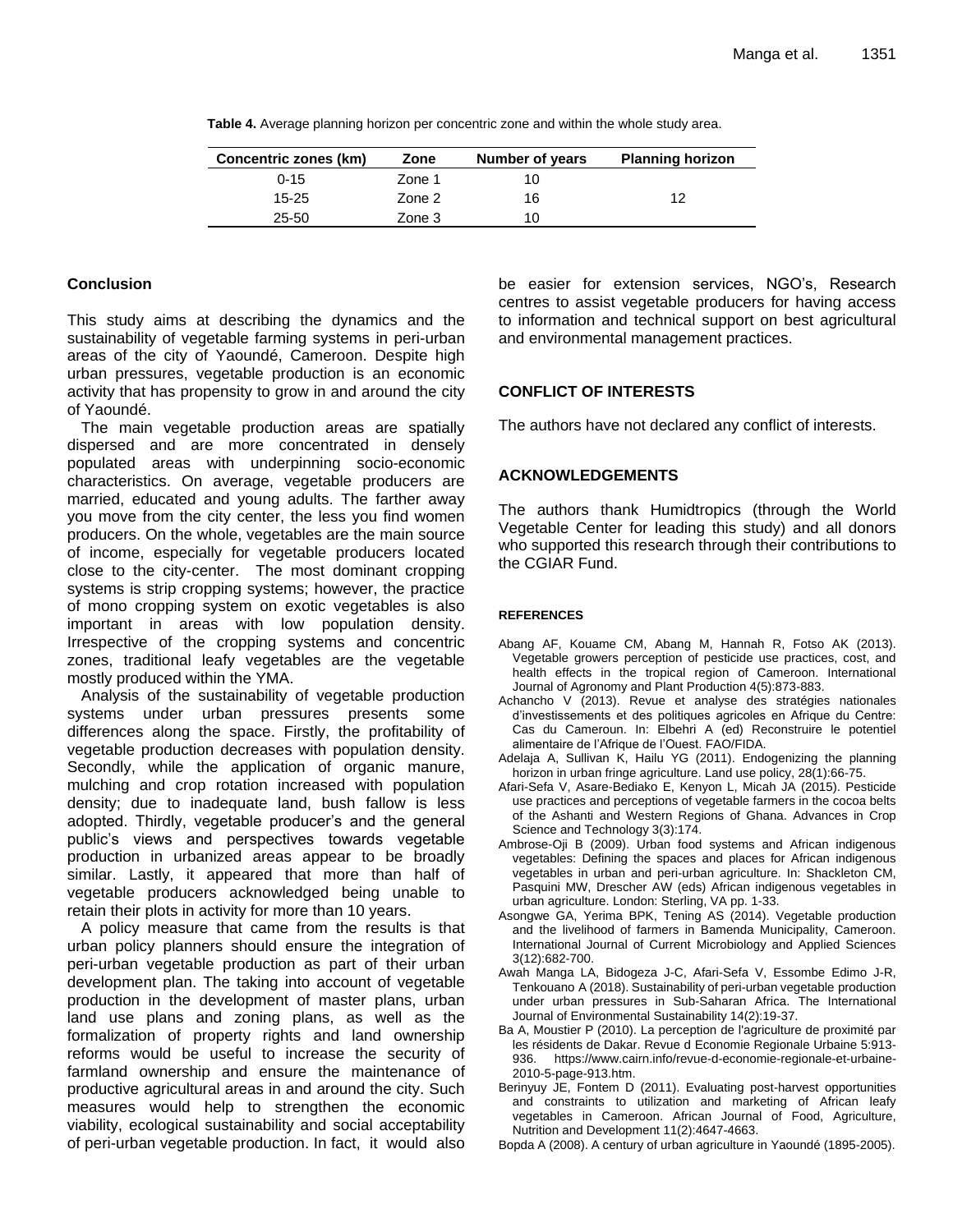**Table 4.** Average planning horizon per concentric zone and within the whole study area.

| Concentric zones (km) | Zone | Number of years | Planning horizon |
|---|---|---|---|
| 0-15 | Zone 1 | 10 | |
| 15-25 | Zone 2 | 16 | 12 |
| 25-50 | Zone 3 | 10 | |

## Conclusion

This study aims at describing the dynamics and the sustainability of vegetable farming systems in peri-urban areas of the city of Yaoundé, Cameroon. Despite high urban pressures, vegetable production is an economic activity that has propensity to grow in and around the city of Yaoundé.

The main vegetable production areas are spatially dispersed and are more concentrated in densely populated areas with underpinning socio-economic characteristics. On average, vegetable producers are married, educated and young adults. The farther away you move from the city center, the less you find women producers. On the whole, vegetables are the main source of income, especially for vegetable producers located close to the city-center. The most dominant cropping systems is strip cropping systems; however, the practice of mono cropping system on exotic vegetables is also important in areas with low population density. Irrespective of the cropping systems and concentric zones, traditional leafy vegetables are the vegetable mostly produced within the YMA.

Analysis of the sustainability of vegetable production systems under urban pressures presents some differences along the space. Firstly, the profitability of vegetable production decreases with population density. Secondly, while the application of organic manure, mulching and crop rotation increased with population density; due to inadequate land, bush fallow is less adopted. Thirdly, vegetable producer's and the general public's views and perspectives towards vegetable production in urbanized areas appear to be broadly similar. Lastly, it appeared that more than half of vegetable producers acknowledged being unable to retain their plots in activity for more than 10 years.

A policy measure that came from the results is that urban policy planners should ensure the integration of peri-urban vegetable production as part of their urban development plan. The taking into account of vegetable production in the development of master plans, urban land use plans and zoning plans, as well as the formalization of property rights and land ownership reforms would be useful to increase the security of farmland ownership and ensure the maintenance of productive agricultural areas in and around the city. Such measures would help to strengthen the economic viability, ecological sustainability and social acceptability of peri-urban vegetable production. In fact, it would also be easier for extension services, NGO's, Research centres to assist vegetable producers for having access to information and technical support on best agricultural and environmental management practices.

## CONFLICT OF INTERESTS

The authors have not declared any conflict of interests.

## ACKNOWLEDGEMENTS

The authors thank Humidtropics (through the World Vegetable Center for leading this study) and all donors who supported this research through their contributions to the CGIAR Fund.

## REFERENCES

Abang AF, Kouame CM, Abang M, Hannah R, Fotso AK (2013). Vegetable growers perception of pesticide use practices, cost, and health effects in the tropical region of Cameroon. International Journal of Agronomy and Plant Production 4(5):873-883.

Achancho V (2013). Revue et analyse des stratégies nationales d'investissements et des politiques agricoles en Afrique du Centre: Cas du Cameroun. In: Elbehri A (ed) Reconstruire le potentiel alimentaire de l'Afrique de l'Ouest. FAO/FIDA.

Adelaja A, Sullivan K, Hailu YG (2011). Endogenizing the planning horizon in urban fringe agriculture. Land use policy, 28(1):66-75.

Afari-Sefa V, Asare-Bediako E, Kenyon L, Micah JA (2015). Pesticide use practices and perceptions of vegetable farmers in the cocoa belts of the Ashanti and Western Regions of Ghana. Advances in Crop Science and Technology 3(3):174.

Ambrose-Oji B (2009). Urban food systems and African indigenous vegetables: Defining the spaces and places for African indigenous vegetables in urban and peri-urban agriculture. In: Shackleton CM, Pasquini MW, Drescher AW (eds) African indigenous vegetables in urban agriculture. London: Sterling, VA pp. 1-33.

Asongwe GA, Yerima BPK, Tening AS (2014). Vegetable production and the livelihood of farmers in Bamenda Municipality, Cameroon. International Journal of Current Microbiology and Applied Sciences 3(12):682-700.

Awah Manga LA, Bidogeza J-C, Afari-Sefa V, Essombe Edimo J-R, Tenkouano A (2018). Sustainability of peri-urban vegetable production under urban pressures in Sub-Saharan Africa. The International Journal of Environmental Sustainability 14(2):19-37.

Ba A, Moustier P (2010). La perception de l'agriculture de proximité par les résidents de Dakar. Revue d Economie Regionale Urbaine 5:913-936. https://www.cairn.info/revue-d-economie-regionale-et-urbaine-2010-5-page-913.htm.

Berinyuy JE, Fontem D (2011). Evaluating post-harvest opportunities and constraints to utilization and marketing of African leafy vegetables in Cameroon. African Journal of Food, Agriculture, Nutrition and Development 11(2):4647-4663.

Bopda A (2008). A century of urban agriculture in Yaoundé (1895-2005).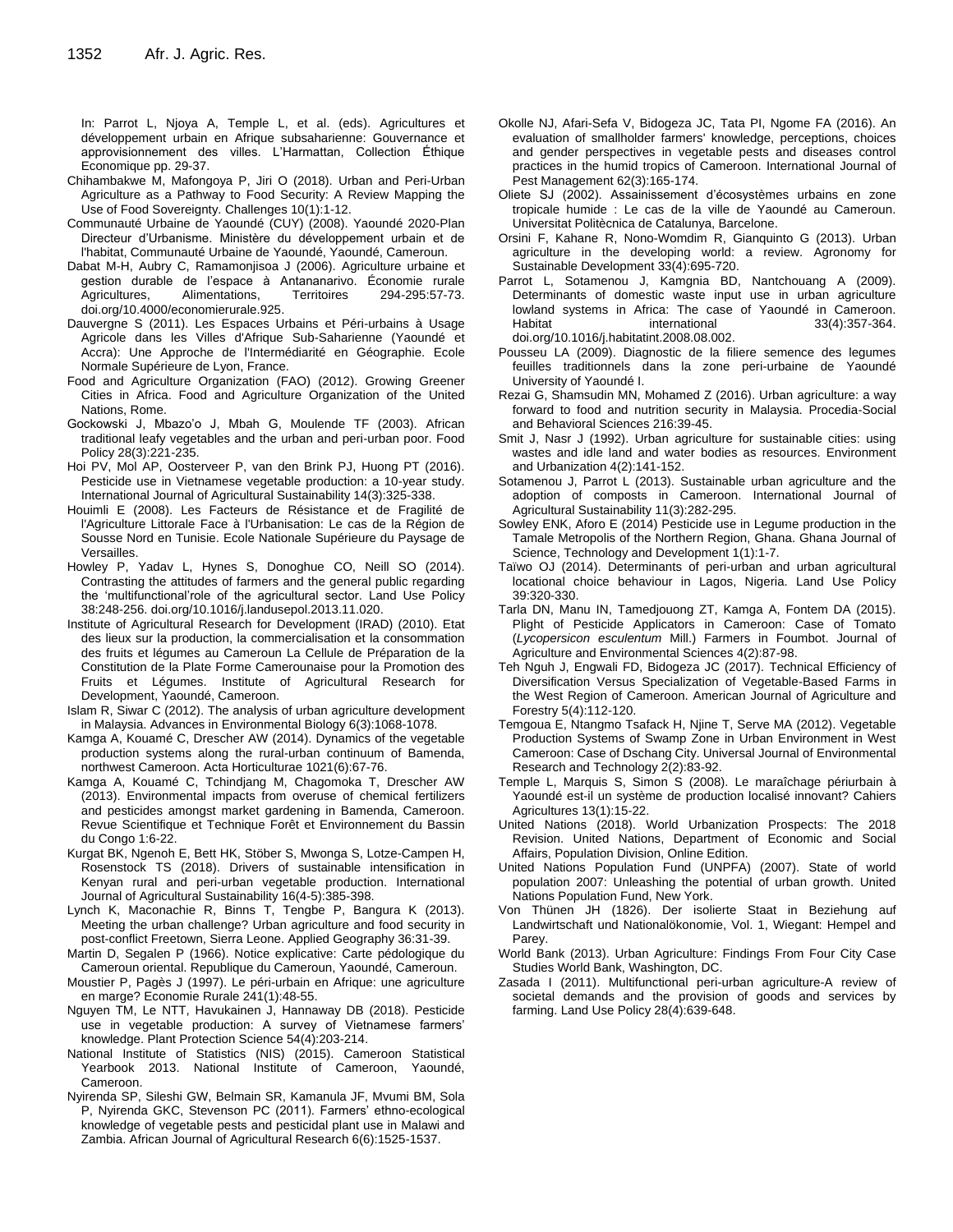In: Parrot L, Njoya A, Temple L, et al. (eds). Agricultures et développement urbain en Afrique subsaharienne: Gouvernance et approvisionnement des villes. L'Harmattan, Collection Éthique Economique pp. 29-37.

Chihambakwe M, Mafongoya P, Jiri O (2018). Urban and Peri-Urban Agriculture as a Pathway to Food Security: A Review Mapping the Use of Food Sovereignty. Challenges 10(1):1-12.

Communauté Urbaine de Yaoundé (CUY) (2008). Yaoundé 2020-Plan Directeur d'Urbanisme. Ministère du développement urbain et de l'habitat, Communauté Urbaine de Yaoundé, Yaoundé, Cameroun.

Dabat M-H, Aubry C, Ramamonjisoa J (2006). Agriculture urbaine et gestion durable de l'espace à Antananarivo. Économie rurale Agricultures, Alimentations, Territoires 294-295:57-73. doi.org/10.4000/economierurale.925.

Dauvergne S (2011). Les Espaces Urbains et Péri-urbains à Usage Agricole dans les Villes d'Afrique Sub-Saharienne (Yaoundé et Accra): Une Approche de l'Intermédiarité en Géographie. Ecole Normale Supérieure de Lyon, France.

Food and Agriculture Organization (FAO) (2012). Growing Greener Cities in Africa. Food and Agriculture Organization of the United Nations, Rome.

Gockowski J, Mbazo'o J, Mbah G, Moulende TF (2003). African traditional leafy vegetables and the urban and peri-urban poor. Food Policy 28(3):221-235.

Hoi PV, Mol AP, Oosterveer P, van den Brink PJ, Huong PT (2016). Pesticide use in Vietnamese vegetable production: a 10-year study. International Journal of Agricultural Sustainability 14(3):325-338.

Houimli E (2008). Les Facteurs de Résistance et de Fragilité de l'Agriculture Littorale Face à l'Urbanisation: Le cas de la Région de Sousse Nord en Tunisie. Ecole Nationale Supérieure du Paysage de Versailles.

Howley P, Yadav L, Hynes S, Donoghue CO, Neill SO (2014). Contrasting the attitudes of farmers and the general public regarding the 'multifunctional'role of the agricultural sector. Land Use Policy 38:248-256. doi.org/10.1016/j.landusepol.2013.11.020.

Institute of Agricultural Research for Development (IRAD) (2010). Etat des lieux sur la production, la commercialisation et la consommation des fruits et légumes au Cameroun La Cellule de Préparation de la Constitution de la Plate Forme Camerounaise pour la Promotion des Fruits et Légumes. Institute of Agricultural Research for Development, Yaoundé, Cameroon.

Islam R, Siwar C (2012). The analysis of urban agriculture development in Malaysia. Advances in Environmental Biology 6(3):1068-1078.

Kamga A, Kouamé C, Drescher AW (2014). Dynamics of the vegetable production systems along the rural-urban continuum of Bamenda, northwest Cameroon. Acta Horticulturae 1021(6):67-76.

Kamga A, Kouamé C, Tchindjang M, Chagomoka T, Drescher AW (2013). Environmental impacts from overuse of chemical fertilizers and pesticides amongst market gardening in Bamenda, Cameroon. Revue Scientifique et Technique Forêt et Environnement du Bassin du Congo 1:6-22.

Kurgat BK, Ngenoh E, Bett HK, Stöber S, Mwonga S, Lotze-Campen H, Rosenstock TS (2018). Drivers of sustainable intensification in Kenyan rural and peri-urban vegetable production. International Journal of Agricultural Sustainability 16(4-5):385-398.

Lynch K, Maconachie R, Binns T, Tengbe P, Bangura K (2013). Meeting the urban challenge? Urban agriculture and food security in post-conflict Freetown, Sierra Leone. Applied Geography 36:31-39.

Martin D, Segalen P (1966). Notice explicative: Carte pédologique du Cameroun oriental. Republique du Cameroun, Yaoundé, Cameroun.

Moustier P, Pagès J (1997). Le péri-urbain en Afrique: une agriculture en marge? Economie Rurale 241(1):48-55.

Nguyen TM, Le NTT, Havukainen J, Hannaway DB (2018). Pesticide use in vegetable production: A survey of Vietnamese farmers' knowledge. Plant Protection Science 54(4):203-214.

National Institute of Statistics (NIS) (2015). Cameroon Statistical Yearbook 2013. National Institute of Cameroon, Yaoundé, Cameroon.

Nyirenda SP, Sileshi GW, Belmain SR, Kamanula JF, Mvumi BM, Sola P, Nyirenda GKC, Stevenson PC (2011). Farmers' ethno-ecological knowledge of vegetable pests and pesticidal plant use in Malawi and Zambia. African Journal of Agricultural Research 6(6):1525-1537.

Okolle NJ, Afari-Sefa V, Bidogeza JC, Tata PI, Ngome FA (2016). An evaluation of smallholder farmers' knowledge, perceptions, choices and gender perspectives in vegetable pests and diseases control practices in the humid tropics of Cameroon. International Journal of Pest Management 62(3):165-174.

Oliete SJ (2002). Assainissement d'écosystèmes urbains en zone tropicale humide : Le cas de la ville de Yaoundé au Cameroun. Universitat Politècnica de Catalunya, Barcelone.

Orsini F, Kahane R, Nono-Womdim R, Gianquinto G (2013). Urban agriculture in the developing world: a review. Agronomy for Sustainable Development 33(4):695-720.

Parrot L, Sotamenou J, Kamgnia BD, Nantchouang A (2009). Determinants of domestic waste input use in urban agriculture lowland systems in Africa: The case of Yaoundé in Cameroon. Habitat international 33(4):357-364. doi.org/10.1016/j.habitatint.2008.08.002.

Pousseu LA (2009). Diagnostic de la filiere semence des legumes feuilles traditionnels dans la zone peri-urbaine de Yaoundé University of Yaoundé I.

Rezai G, Shamsudin MN, Mohamed Z (2016). Urban agriculture: a way forward to food and nutrition security in Malaysia. Procedia-Social and Behavioral Sciences 216:39-45.

Smit J, Nasr J (1992). Urban agriculture for sustainable cities: using wastes and idle land and water bodies as resources. Environment and Urbanization 4(2):141-152.

Sotamenou J, Parrot L (2013). Sustainable urban agriculture and the adoption of composts in Cameroon. International Journal of Agricultural Sustainability 11(3):282-295.

Sowley ENK, Aforo E (2014) Pesticide use in Legume production in the Tamale Metropolis of the Northern Region, Ghana. Ghana Journal of Science, Technology and Development 1(1):1-7.

Taïwo OJ (2014). Determinants of peri-urban and urban agricultural locational choice behaviour in Lagos, Nigeria. Land Use Policy 39:320-330.

Tarla DN, Manu IN, Tamedjouong ZT, Kamga A, Fontem DA (2015). Plight of Pesticide Applicators in Cameroon: Case of Tomato (*Lycopersicon esculentum* Mill.) Farmers in Foumbot. Journal of Agriculture and Environmental Sciences 4(2):87-98.

Teh Nguh J, Engwali FD, Bidogeza JC (2017). Technical Efficiency of Diversification Versus Specialization of Vegetable-Based Farms in the West Region of Cameroon. American Journal of Agriculture and Forestry 5(4):112-120.

Temgoua E, Ntangmo Tsafack H, Njine T, Serve MA (2012). Vegetable Production Systems of Swamp Zone in Urban Environment in West Cameroon: Case of Dschang City. Universal Journal of Environmental Research and Technology 2(2):83-92.

Temple L, Marquis S, Simon S (2008). Le maraîchage périurbain à Yaoundé est-il un système de production localisé innovant? Cahiers Agricultures 13(1):15-22.

United Nations (2018). World Urbanization Prospects: The 2018 Revision. United Nations, Department of Economic and Social Affairs, Population Division, Online Edition.

United Nations Population Fund (UNPFA) (2007). State of world population 2007: Unleashing the potential of urban growth. United Nations Population Fund, New York.

Von Thünen JH (1826). Der isolierte Staat in Beziehung auf Landwirtschaft und Nationalökonomie, Vol. 1, Wiegant: Hempel and Parey.

World Bank (2013). Urban Agriculture: Findings From Four City Case Studies World Bank, Washington, DC.

Zasada I (2011). Multifunctional peri-urban agriculture-A review of societal demands and the provision of goods and services by farming. Land Use Policy 28(4):639-648.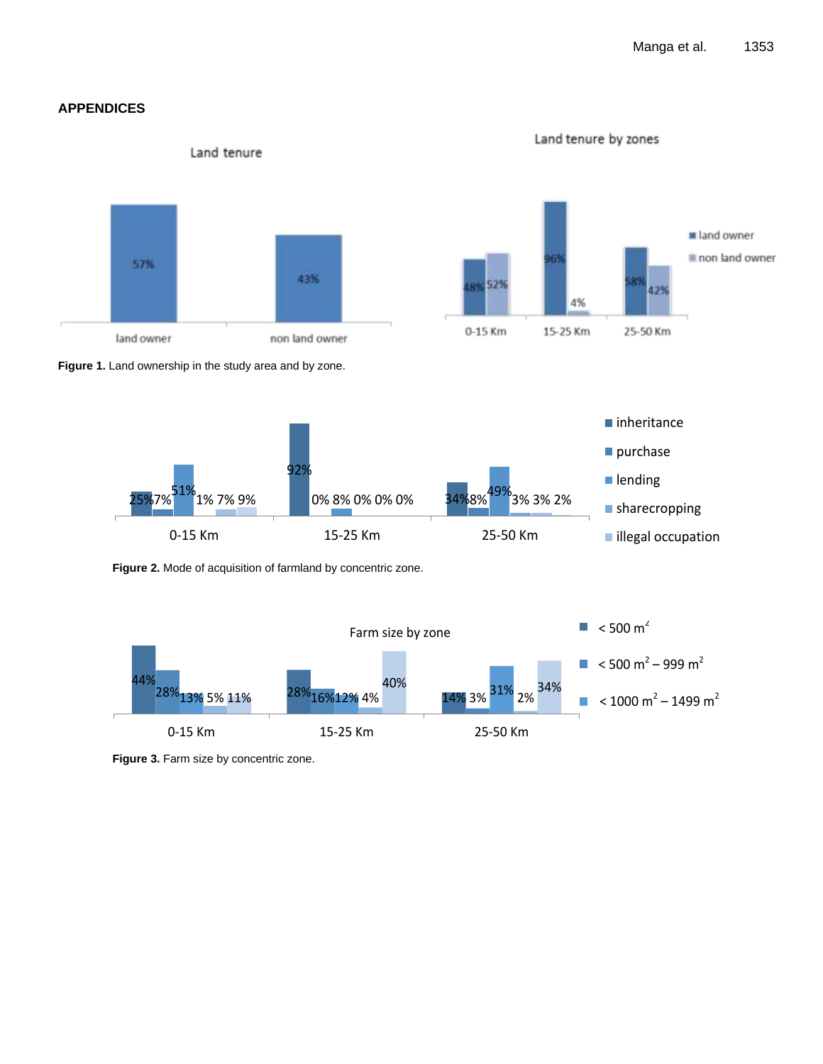## APPENDICES

Figure 1. Land ownership in the study area and by zone.

Figure 2. Mode of acquisition of farmland by concentric zone.

Figure 3. Farm size by concentric zone.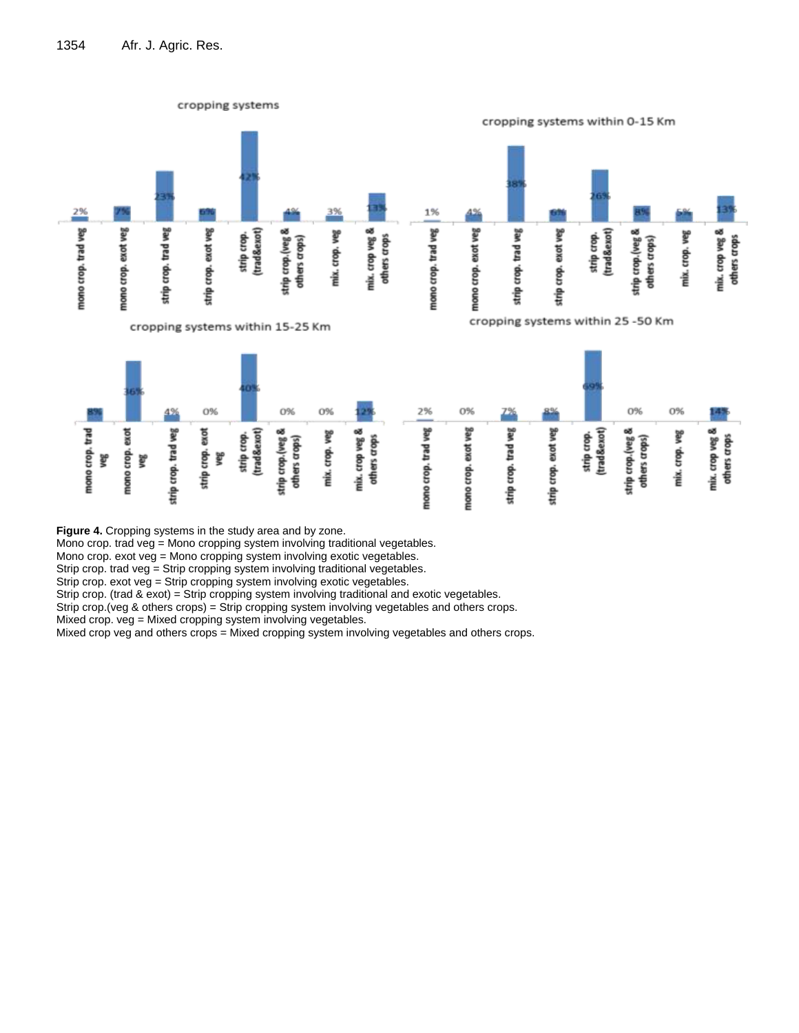**Figure 4.** Cropping systems in the study area and by zone.
Mono crop. trad veg = Mono cropping system involving traditional vegetables.
Mono crop. exot veg = Mono cropping system involving exotic vegetables.
Strip crop. trad veg = Strip cropping system involving traditional vegetables.
Strip crop. exot veg = Strip cropping system involving exotic vegetables.
Strip crop. (trad & exot) = Strip cropping system involving traditional and exotic vegetables.
Strip crop.(veg & others crops) = Strip cropping system involving vegetables and others crops.
Mixed crop. veg = Mixed cropping system involving vegetables.
Mixed crop veg and others crops = Mixed cropping system involving vegetables and others crops.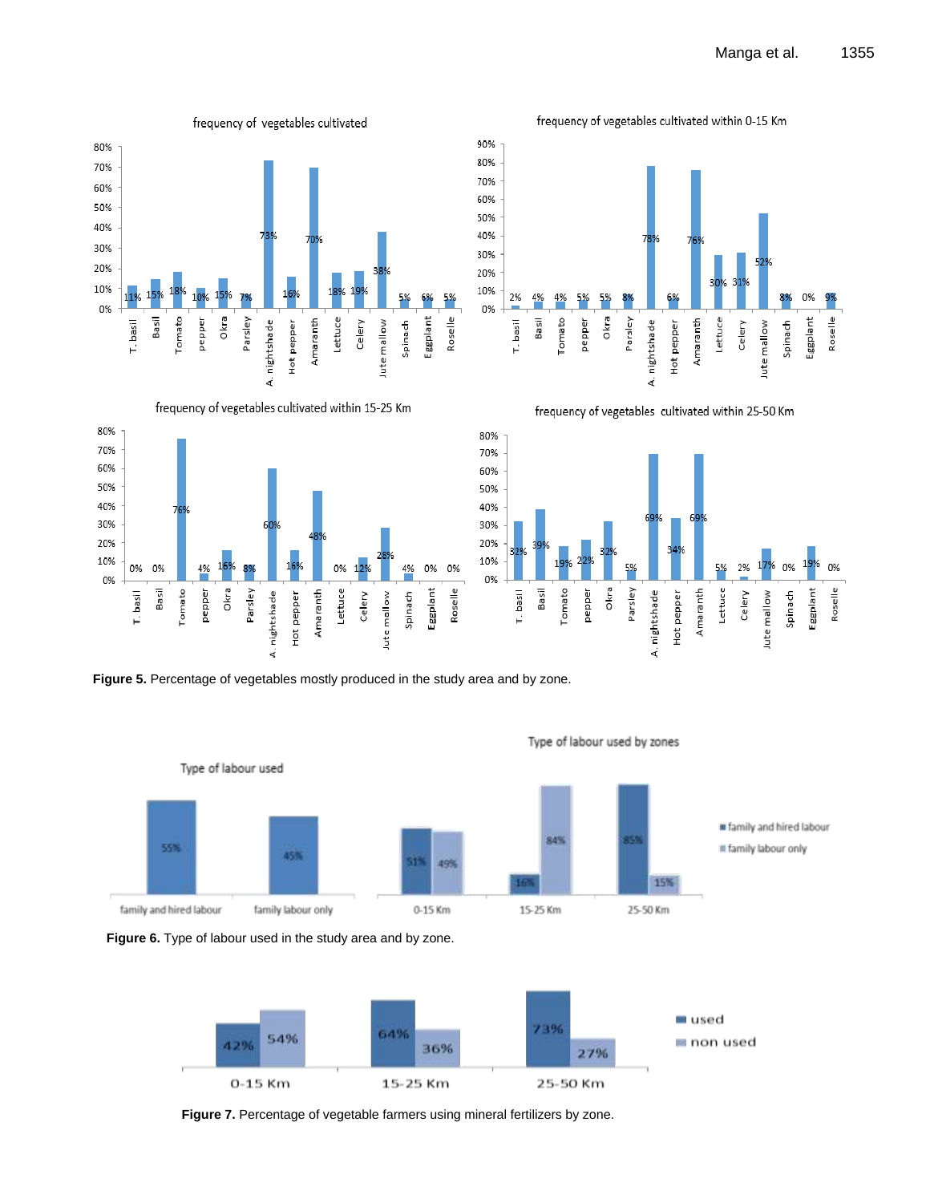Figure 5. Percentage of vegetables mostly produced in the study area and by zone.

Figure 6. Type of labour used in the study area and by zone.

Figure 7. Percentage of vegetable farmers using mineral fertilizers by zone.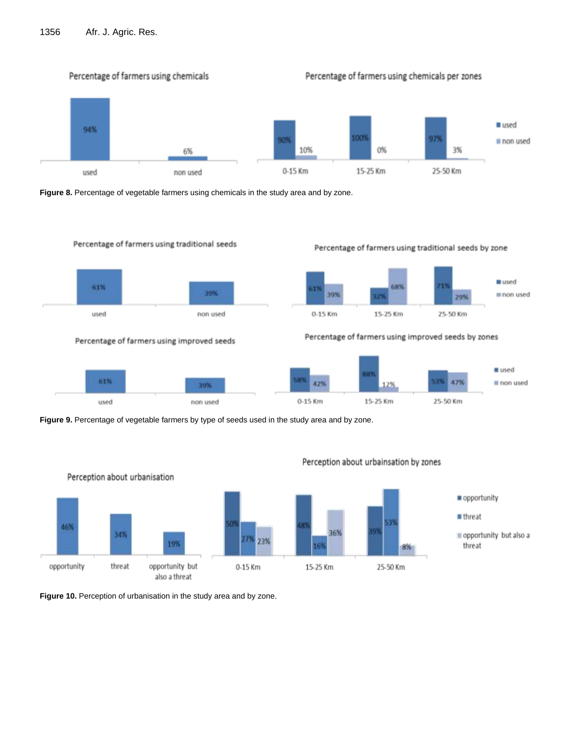Figure 8. Percentage of vegetable farmers using chemicals in the study area and by zone.

Figure 9. Percentage of vegetable farmers by type of seeds used in the study area and by zone.

Figure 10. Perception of urbanisation in the study area and by zone.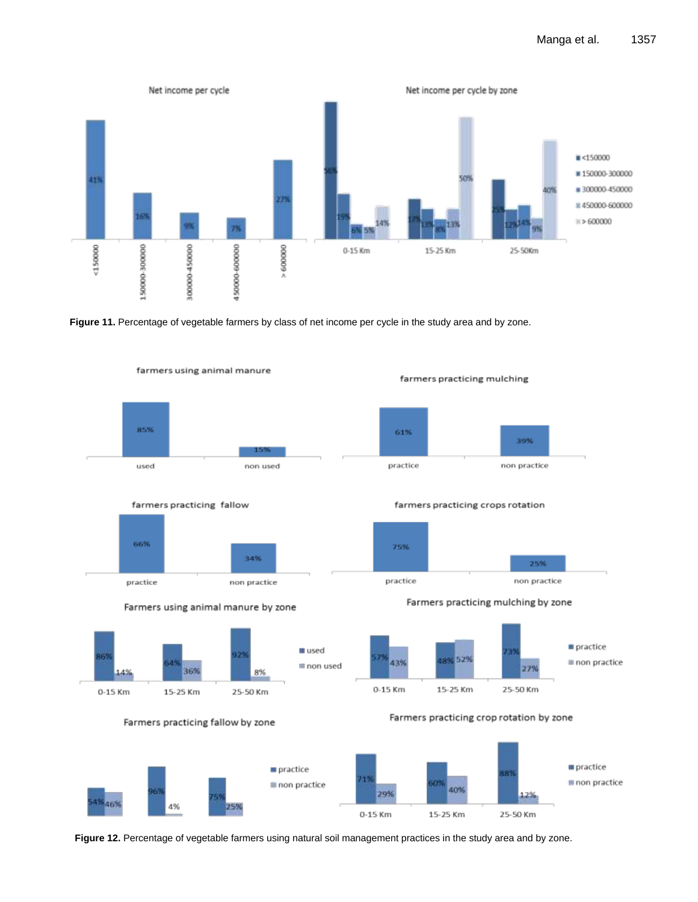**Figure 11.** Percentage of vegetable farmers by class of net income per cycle in the study area and by zone.

**Figure 12.** Percentage of vegetable farmers using natural soil management practices in the study area and by zone.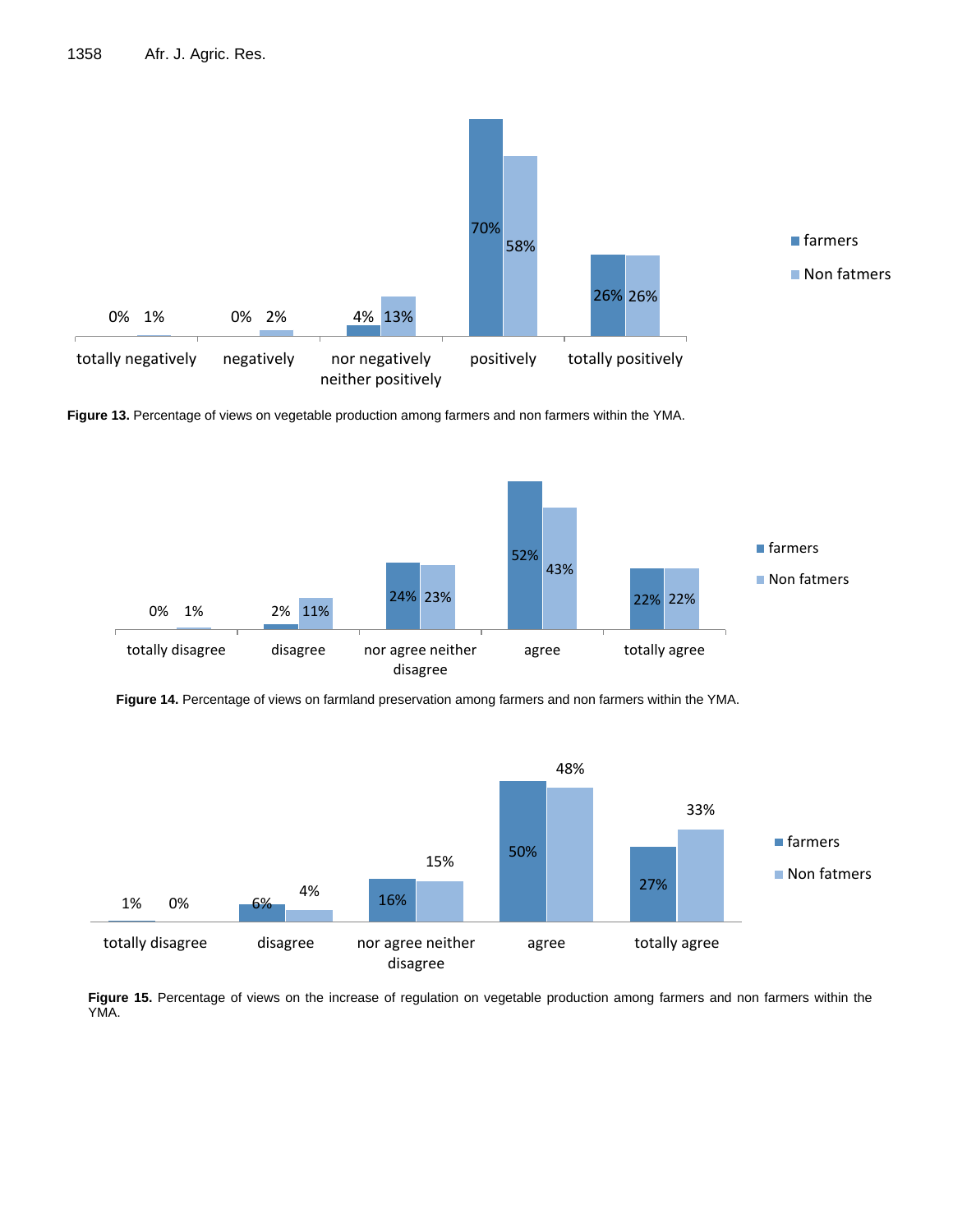| | totally negatively | negatively | nor negatively neither positively | positively | totally positively |
|---|---|---|---|---|---|
| farmers | 0% | 0% | 4% | 70% | 26% |
| Non fatmers | 1% | 2% | 13% | 58% | 26% |

**Figure 13.** Percentage of views on vegetable production among farmers and non farmers within the YMA.

| | totally disagree | disagree | nor agree neither disagree | agree | totally agree |
|---|---|---|---|---|---|
| farmers | 0% | 2% | 24% | 52% | 22% |
| Non fatmers | 1% | 11% | 23% | 43% | 22% |

**Figure 14.** Percentage of views on farmland preservation among farmers and non farmers within the YMA.

| | totally disagree | disagree | nor agree neither disagree | agree | totally agree |
|---|---|---|---|---|---|
| farmers | 1% | 6% | 16% | 50% | 27% |
| Non fatmers | 0% | 4% | 15% | 48% | 33% |

**Figure 15.** Percentage of views on the increase of regulation on vegetable production among farmers and non farmers within the YMA.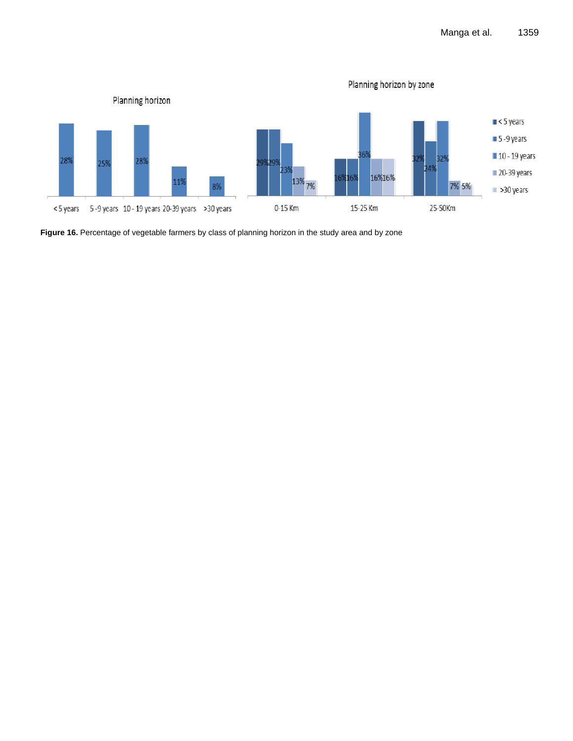Planning horizon

28%
25%
28%
11%
8%

< 5 years
5 -9 years
10 - 19 years
20-39 years
>30 years

Planning horizon by zone

29%
29%
23%
13%
7%
16%
16%
36%
16%
16%
32%
24%
32%
7%
5%

0-15 Km
15-25 Km
25-50Km

< 5 years
5 -9 years
10 - 19 years
20-39 years
>30 years

**Figure 16.** Percentage of vegetable farmers by class of planning horizon in the study area and by zone